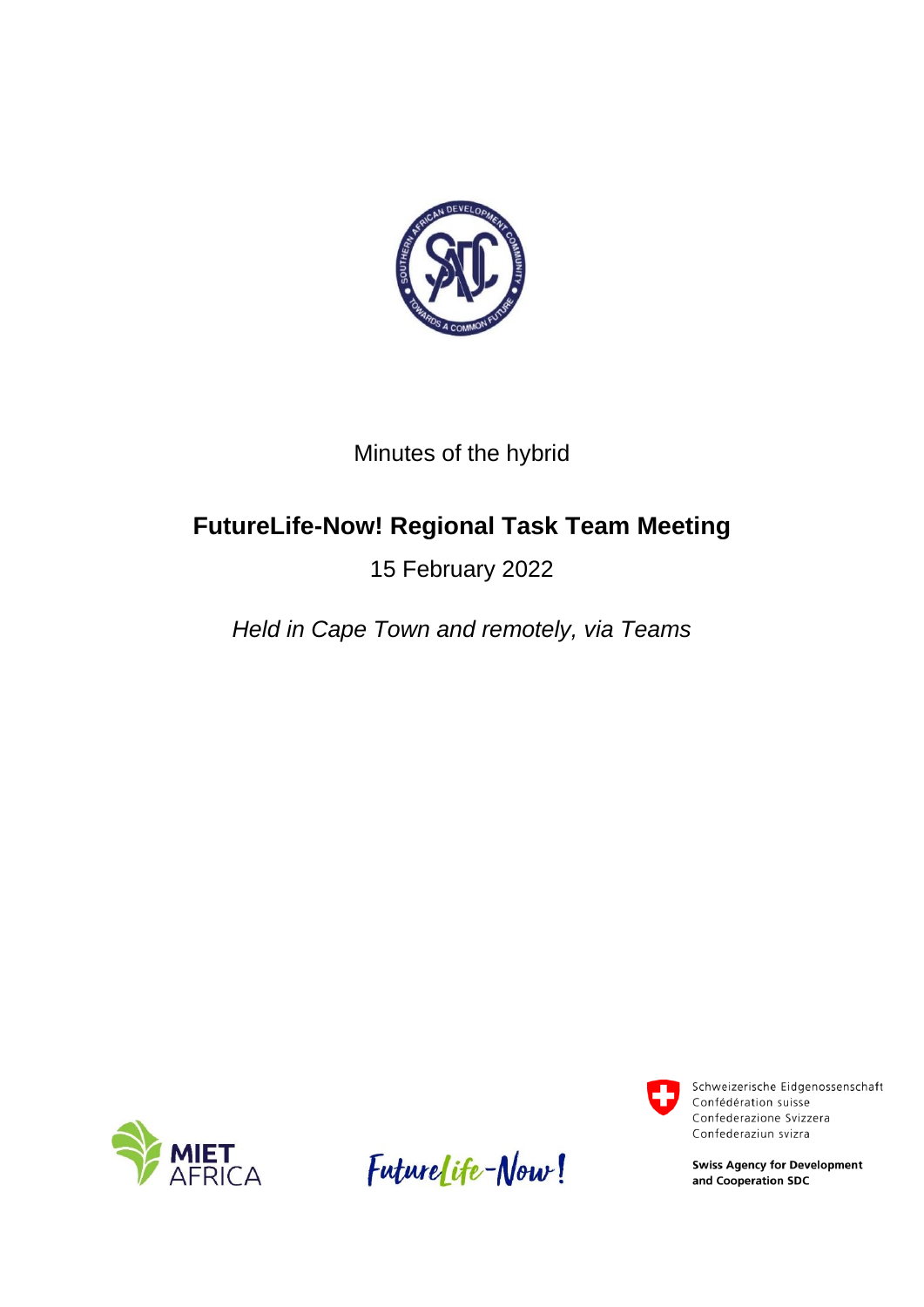Minutes of the hybrid

# FutureLife-Now! Regional Task Team Meeting

15 February 2022

*Held in Cape Town and remotely, via Teams*

Schweizerische Eidgenossenschaft
Confédération suisse
Confederazione Svizzera
Confederaziun svizra

**Swiss Agency for Development and Cooperation SDC**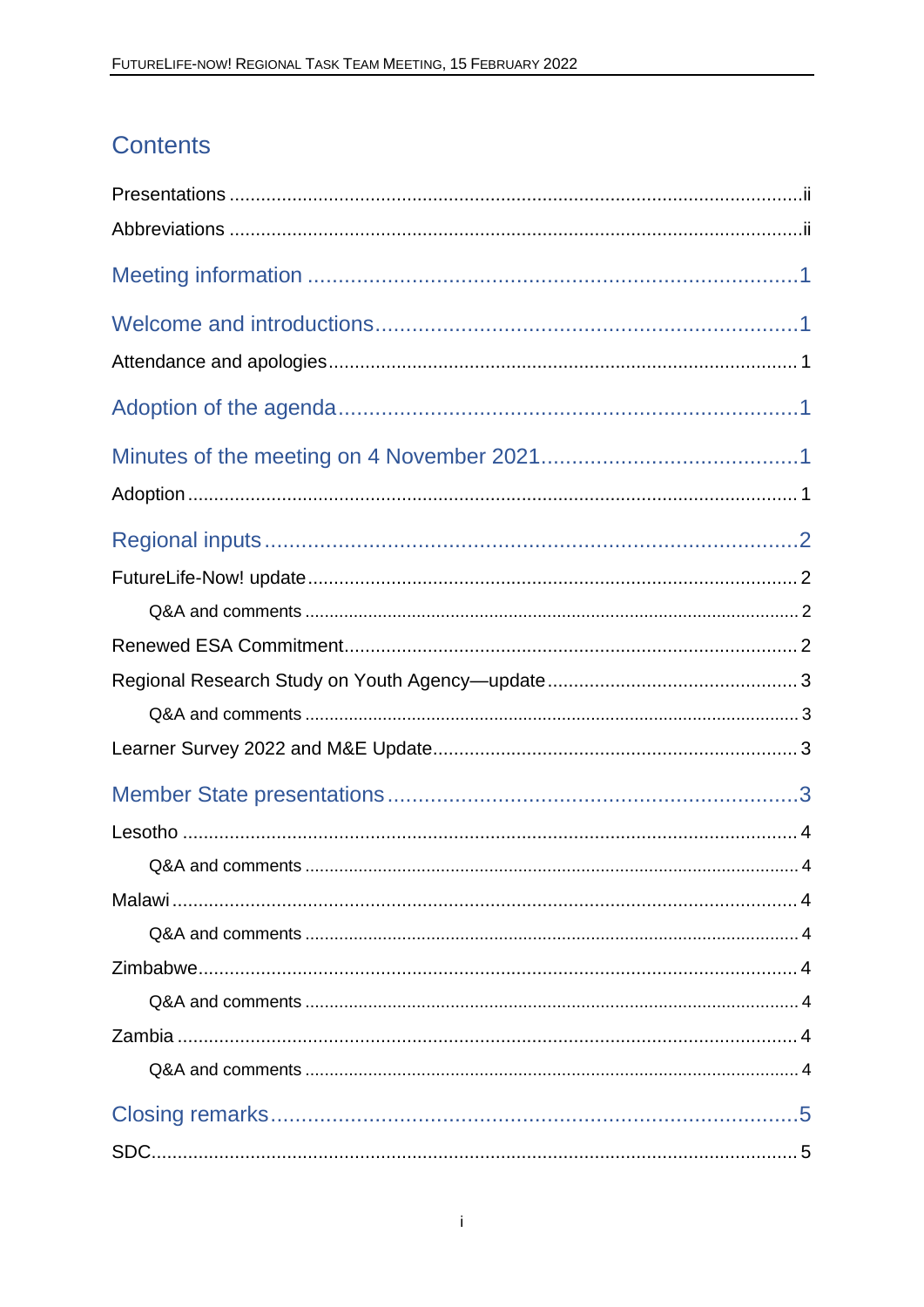# Contents

Presentations .....ii

Abbreviations .....ii

Meeting information .....1

Welcome and introductions .....1

Attendance and apologies .....1

Adoption of the agenda .....1

Minutes of the meeting on 4 November 2021 .....1

Adoption .....1

Regional inputs .....2

FutureLife-Now! update .....2

- Q&A and comments .....2

Renewed ESA Commitment .....2

Regional Research Study on Youth Agency—update .....3

- Q&A and comments .....3

Learner Survey 2022 and M&E Update .....3

Member State presentations .....3

Lesotho .....4

- Q&A and comments .....4

Malawi .....4

- Q&A and comments .....4

Zimbabwe .....4

- Q&A and comments .....4

Zambia .....4

- Q&A and comments .....4

Closing remarks .....5

SDC .....5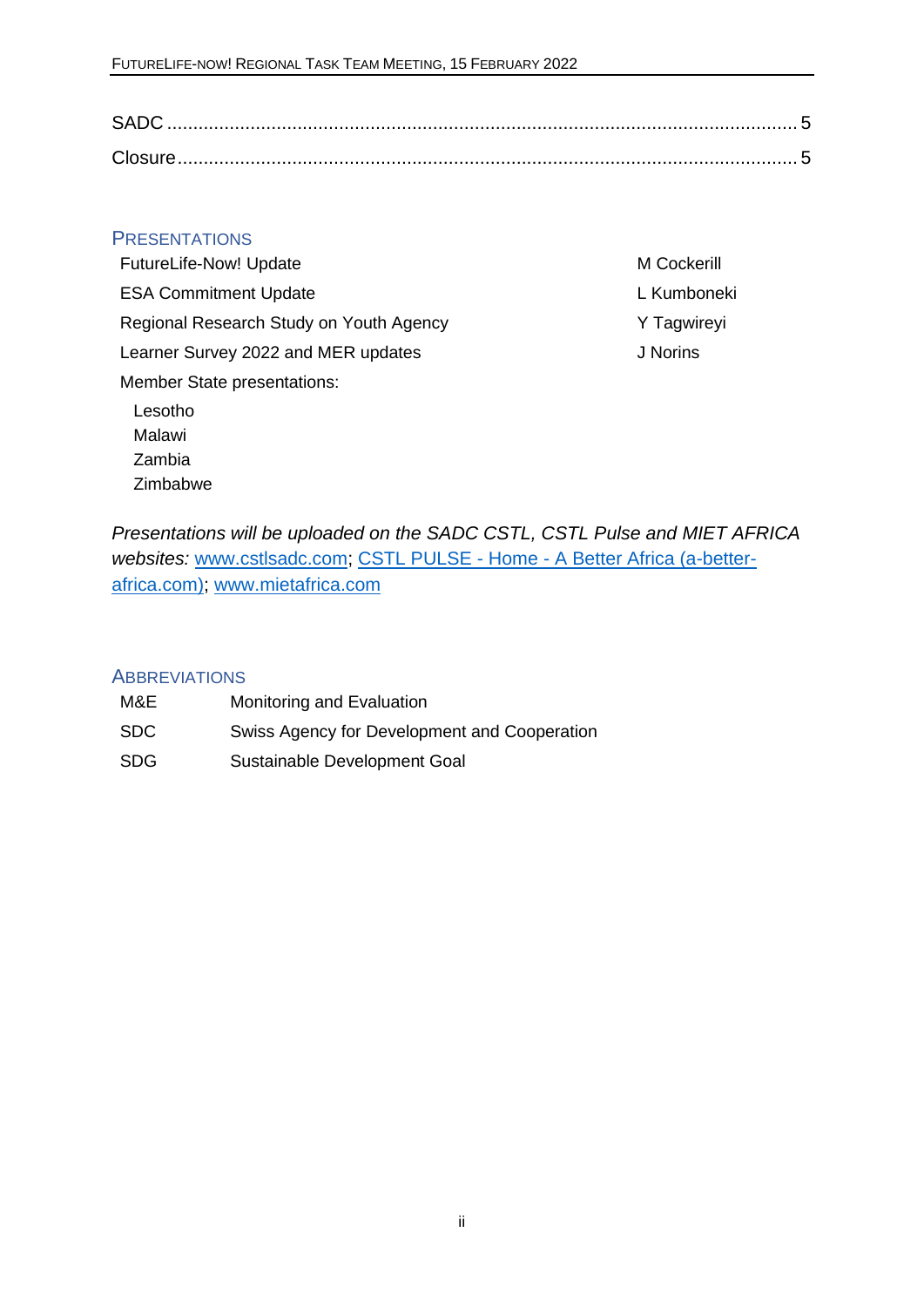SADC ........................................................................................................................ 5

Closure...................................................................................................................... 5

## Presentations

| | |
|---|---|
| FutureLife-Now! Update | M Cockerill |
| ESA Commitment Update | L Kumboneki |
| Regional Research Study on Youth Agency | Y Tagwireyi |
| Learner Survey 2022 and MER updates | J Norins |
| Member State presentations: | |
| Lesotho | |
| Malawi | |
| Zambia | |
| Zimbabwe | |

*Presentations will be uploaded on the SADC CSTL, CSTL Pulse and MIET AFRICA websites:* www.cstlsadc.com; CSTL PULSE - Home - A Better Africa (a-better-africa.com); www.mietafrica.com

## Abbreviations

| | |
|---|---|
| M&E | Monitoring and Evaluation |
| SDC | Swiss Agency for Development and Cooperation |
| SDG | Sustainable Development Goal |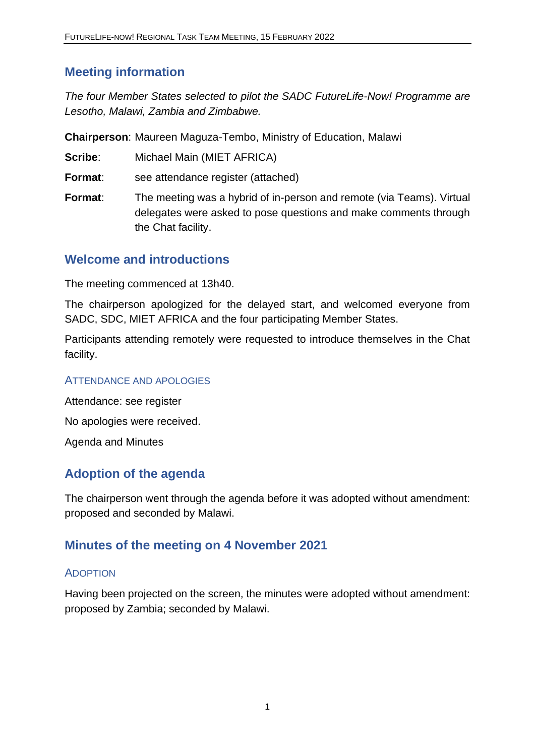## Meeting information

*The four Member States selected to pilot the SADC FutureLife-Now! Programme are Lesotho, Malawi, Zambia and Zimbabwe.*

**Chairperson**: Maureen Maguza-Tembo, Ministry of Education, Malawi

**Scribe**: Michael Main (MIET AFRICA)

**Format**: see attendance register (attached)

**Format**: The meeting was a hybrid of in-person and remote (via Teams). Virtual delegates were asked to pose questions and make comments through the Chat facility.

## Welcome and introductions

The meeting commenced at 13h40.

The chairperson apologized for the delayed start, and welcomed everyone from SADC, SDC, MIET AFRICA and the four participating Member States.

Participants attending remotely were requested to introduce themselves in the Chat facility.

### Attendance and apologies

Attendance: see register

No apologies were received.

Agenda and Minutes

## Adoption of the agenda

The chairperson went through the agenda before it was adopted without amendment: proposed and seconded by Malawi.

## Minutes of the meeting on 4 November 2021

### Adoption

Having been projected on the screen, the minutes were adopted without amendment: proposed by Zambia; seconded by Malawi.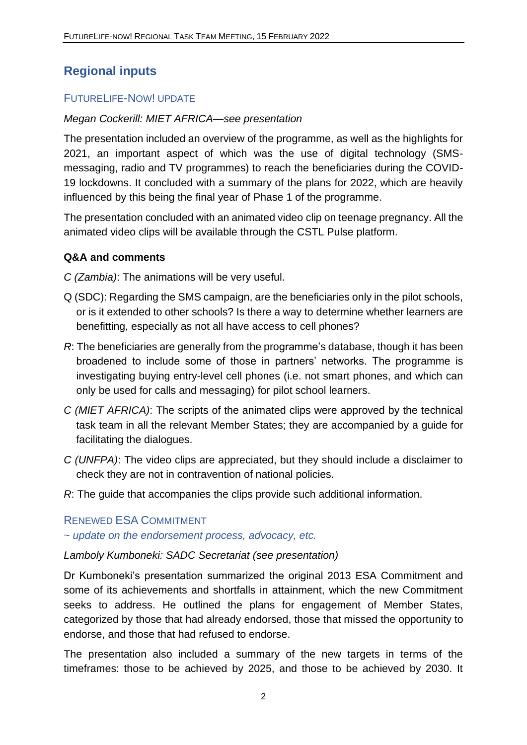## Regional inputs

### FUTURELIFE-NOW! UPDATE

*Megan Cockerill: MIET AFRICA—see presentation*

The presentation included an overview of the programme, as well as the highlights for 2021, an important aspect of which was the use of digital technology (SMS-messaging, radio and TV programmes) to reach the beneficiaries during the COVID-19 lockdowns. It concluded with a summary of the plans for 2022, which are heavily influenced by this being the final year of Phase 1 of the programme.

The presentation concluded with an animated video clip on teenage pregnancy. All the animated video clips will be available through the CSTL Pulse platform.

**Q&A and comments**

*C (Zambia)*: The animations will be very useful.

Q (SDC): Regarding the SMS campaign, are the beneficiaries only in the pilot schools, or is it extended to other schools? Is there a way to determine whether learners are benefitting, especially as not all have access to cell phones?

*R*: The beneficiaries are generally from the programme's database, though it has been broadened to include some of those in partners' networks. The programme is investigating buying entry-level cell phones (i.e. not smart phones, and which can only be used for calls and messaging) for pilot school learners.

*C (MIET AFRICA)*: The scripts of the animated clips were approved by the technical task team in all the relevant Member States; they are accompanied by a guide for facilitating the dialogues.

*C (UNFPA)*: The video clips are appreciated, but they should include a disclaimer to check they are not in contravention of national policies.

*R*: The guide that accompanies the clips provide such additional information.

### RENEWED ESA COMMITMENT

*~ update on the endorsement process, advocacy, etc.*

*Lamboly Kumboneki: SADC Secretariat (see presentation)*

Dr Kumboneki's presentation summarized the original 2013 ESA Commitment and some of its achievements and shortfalls in attainment, which the new Commitment seeks to address. He outlined the plans for engagement of Member States, categorized by those that had already endorsed, those that missed the opportunity to endorse, and those that had refused to endorse.

The presentation also included a summary of the new targets in terms of the timeframes: those to be achieved by 2025, and those to be achieved by 2030. It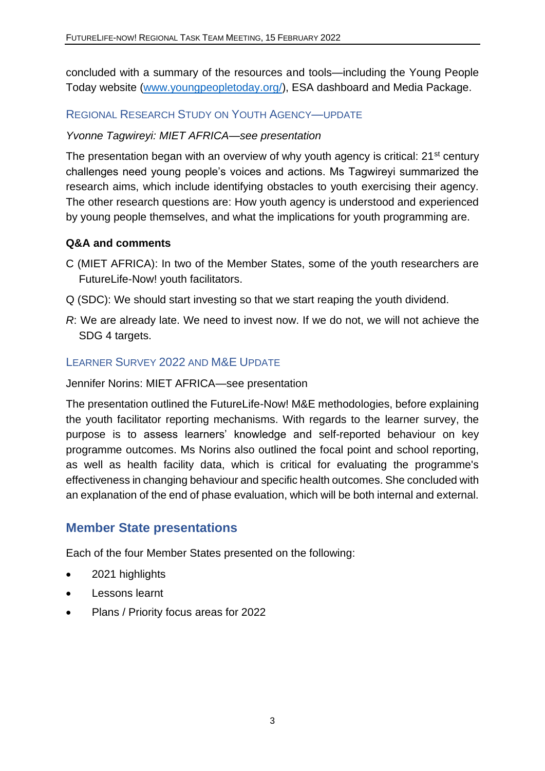concluded with a summary of the resources and tools—including the Young People Today website ([www.youngpeopletoday.org/](http://www.youngpeopletoday.org/)), ESA dashboard and Media Package.

### Regional Research Study on Youth Agency—update

*Yvonne Tagwireyi: MIET AFRICA—see presentation*

The presentation began with an overview of why youth agency is critical: 21st century challenges need young people's voices and actions. Ms Tagwireyi summarized the research aims, which include identifying obstacles to youth exercising their agency. The other research questions are: How youth agency is understood and experienced by young people themselves, and what the implications for youth programming are.

**Q&A and comments**

C (MIET AFRICA): In two of the Member States, some of the youth researchers are FutureLife-Now! youth facilitators.

Q (SDC): We should start investing so that we start reaping the youth dividend.

*R*: We are already late. We need to invest now. If we do not, we will not achieve the SDG 4 targets.

### Learner Survey 2022 and M&E Update

Jennifer Norins: MIET AFRICA—see presentation

The presentation outlined the FutureLife-Now! M&E methodologies, before explaining the youth facilitator reporting mechanisms. With regards to the learner survey, the purpose is to assess learners' knowledge and self-reported behaviour on key programme outcomes. Ms Norins also outlined the focal point and school reporting, as well as health facility data, which is critical for evaluating the programme's effectiveness in changing behaviour and specific health outcomes. She concluded with an explanation of the end of phase evaluation, which will be both internal and external.

## Member State presentations

Each of the four Member States presented on the following:

- 2021 highlights
- Lessons learnt
- Plans / Priority focus areas for 2022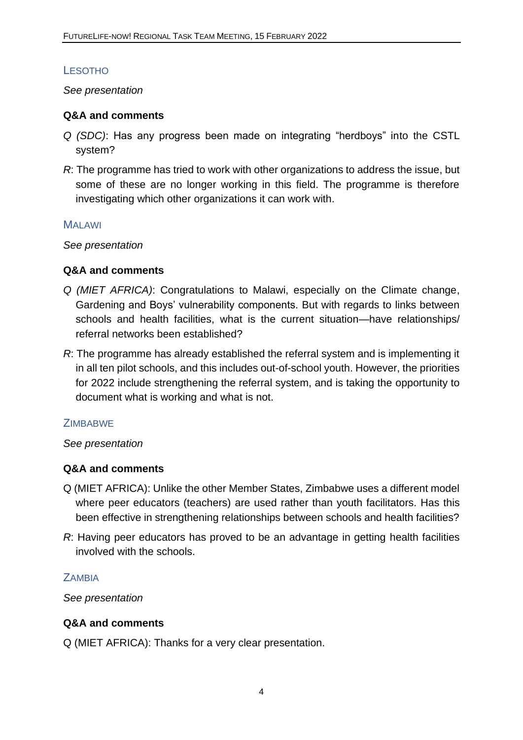### Lesotho

*See presentation*

**Q&A and comments**

*Q (SDC)*: Has any progress been made on integrating "herdboys" into the CSTL system?

*R*: The programme has tried to work with other organizations to address the issue, but some of these are no longer working in this field. The programme is therefore investigating which other organizations it can work with.

### Malawi

*See presentation*

**Q&A and comments**

*Q (MIET AFRICA)*: Congratulations to Malawi, especially on the Climate change, Gardening and Boys' vulnerability components. But with regards to links between schools and health facilities, what is the current situation—have relationships/ referral networks been established?

*R*: The programme has already established the referral system and is implementing it in all ten pilot schools, and this includes out-of-school youth. However, the priorities for 2022 include strengthening the referral system, and is taking the opportunity to document what is working and what is not.

### Zimbabwe

*See presentation*

**Q&A and comments**

Q (MIET AFRICA): Unlike the other Member States, Zimbabwe uses a different model where peer educators (teachers) are used rather than youth facilitators. Has this been effective in strengthening relationships between schools and health facilities?

*R*: Having peer educators has proved to be an advantage in getting health facilities involved with the schools.

### Zambia

*See presentation*

**Q&A and comments**

Q (MIET AFRICA): Thanks for a very clear presentation.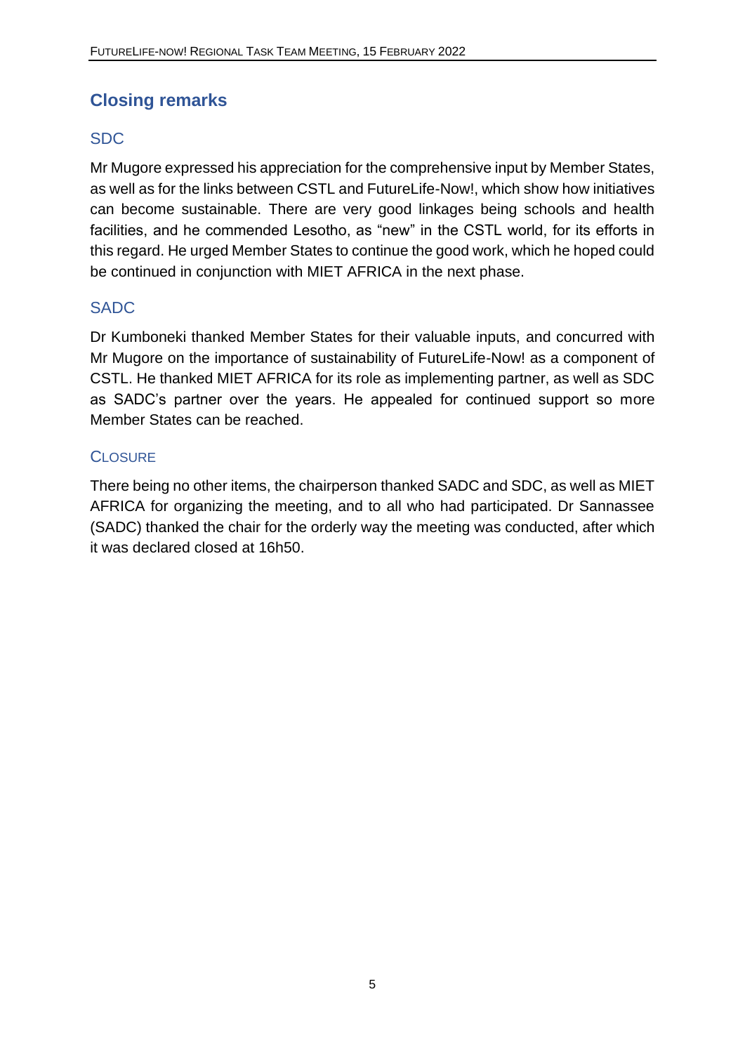## Closing remarks

### SDC

Mr Mugore expressed his appreciation for the comprehensive input by Member States, as well as for the links between CSTL and FutureLife-Now!, which show how initiatives can become sustainable. There are very good linkages being schools and health facilities, and he commended Lesotho, as "new" in the CSTL world, for its efforts in this regard. He urged Member States to continue the good work, which he hoped could be continued in conjunction with MIET AFRICA in the next phase.

### SADC

Dr Kumboneki thanked Member States for their valuable inputs, and concurred with Mr Mugore on the importance of sustainability of FutureLife-Now! as a component of CSTL. He thanked MIET AFRICA for its role as implementing partner, as well as SDC as SADC's partner over the years. He appealed for continued support so more Member States can be reached.

### Closure

There being no other items, the chairperson thanked SADC and SDC, as well as MIET AFRICA for organizing the meeting, and to all who had participated. Dr Sannassee (SADC) thanked the chair for the orderly way the meeting was conducted, after which it was declared closed at 16h50.